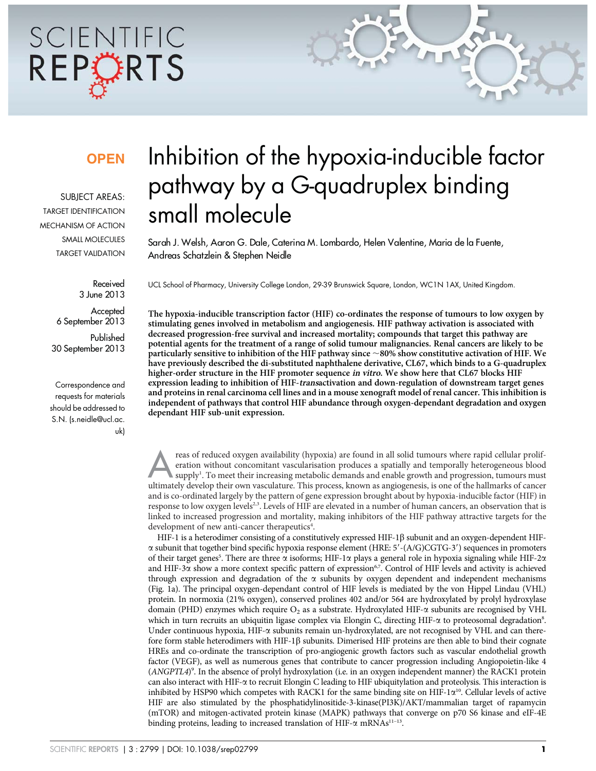**OPEN**

SUBJECT AREAS:
TARGET IDENTIFICATION
MECHANISM OF ACTION
SMALL MOLECULES
TARGET VALIDATION

Received
3 June 2013

Accepted
6 September 2013

Published
30 September 2013

Correspondence and requests for materials should be addressed to S.N. (s.neidle@ucl.ac.uk)

# Inhibition of the hypoxia-inducible factor pathway by a G-quadruplex binding small molecule

Sarah J. Welsh, Aaron G. Dale, Caterina M. Lombardo, Helen Valentine, Maria de la Fuente, Andreas Schatzlein & Stephen Neidle

UCL School of Pharmacy, University College London, 29-39 Brunswick Square, London, WC1N 1AX, United Kingdom.

**The hypoxia-inducible transcription factor (HIF) co-ordinates the response of tumours to low oxygen by stimulating genes involved in metabolism and angiogenesis. HIF pathway activation is associated with decreased progression-free survival and increased mortality; compounds that target this pathway are potential agents for the treatment of a range of solid tumour malignancies. Renal cancers are likely to be particularly sensitive to inhibition of the HIF pathway since ~80% show constitutive activation of HIF. We have previously described the di-substituted naphthalene derivative, CL67, which binds to a G-quadruplex higher-order structure in the HIF promoter sequence *in vitro*. We show here that CL67 blocks HIF expression leading to inhibition of HIF-*trans*activation and down-regulation of downstream target genes and proteins in renal carcinoma cell lines and in a mouse xenograft model of renal cancer. This inhibition is independent of pathways that control HIF abundance through oxygen-dependant degradation and oxygen dependant HIF sub-unit expression.**

Areas of reduced oxygen availability (hypoxia) are found in all solid tumours where rapid cellular proliferation without concomitant vascularisation produces a spatially and temporally heterogeneous blood supply[1]. To meet their increasing metabolic demands and enable growth and progression, tumours must ultimately develop their own vasculature. This process, known as angiogenesis, is one of the hallmarks of cancer and is co-ordinated largely by the pattern of gene expression brought about by hypoxia-inducible factor (HIF) in response to low oxygen levels[2,3]. Levels of HIF are elevated in a number of human cancers, an observation that is linked to increased progression and mortality, making inhibitors of the HIF pathway attractive targets for the development of new anti-cancer therapeutics[4].

HIF-1 is a heterodimer consisting of a constitutively expressed HIF-1β subunit and an oxygen-dependent HIF-α subunit that together bind specific hypoxia response element (HRE: 5′-(A/G)CGTG-3′) sequences in promoters of their target genes[5]. There are three α isoforms; HIF-1α plays a general role in hypoxia signaling while HIF-2α and HIF-3α show a more context specific pattern of expression[6,7]. Control of HIF levels and activity is achieved through expression and degradation of the α subunits by oxygen dependent and independent mechanisms (Fig. 1a). The principal oxygen-dependant control of HIF levels is mediated by the von Hippel Lindau (VHL) protein. In normoxia (21% oxygen), conserved prolines 402 and/or 564 are hydroxylated by prolyl hydroxylase domain (PHD) enzymes which require $O_2$ as a substrate. Hydroxylated HIF-α subunits are recognised by VHL which in turn recruits an ubiquitin ligase complex via Elongin C, directing HIF-α to proteosomal degradation[8]. Under continuous hypoxia, HIF-α subunits remain un-hydroxylated, are not recognised by VHL and can therefore form stable heterodimers with HIF-1β subunits. Dimerised HIF proteins are then able to bind their cognate HREs and co-ordinate the transcription of pro-angiogenic growth factors such as vascular endothelial growth factor (VEGF), as well as numerous genes that contribute to cancer progression including Angiopoietin-like 4 (*ANGPTL4*)[9]. In the absence of prolyl hydroxylation (i.e. in an oxygen independent manner) the RACK1 protein can also interact with HIF-α to recruit Elongin C leading to HIF ubiquitylation and proteolysis. This interaction is inhibited by HSP90 which competes with RACK1 for the same binding site on HIF-1α[10]. Cellular levels of active HIF are also stimulated by the phosphatidylinositide-3-kinase(PI3K)/AKT/mammalian target of rapamycin (mTOR) and mitogen-activated protein kinase (MAPK) pathways that converge on p70 S6 kinase and eIF-4E binding proteins, leading to increased translation of HIF-α mRNAs[11–13].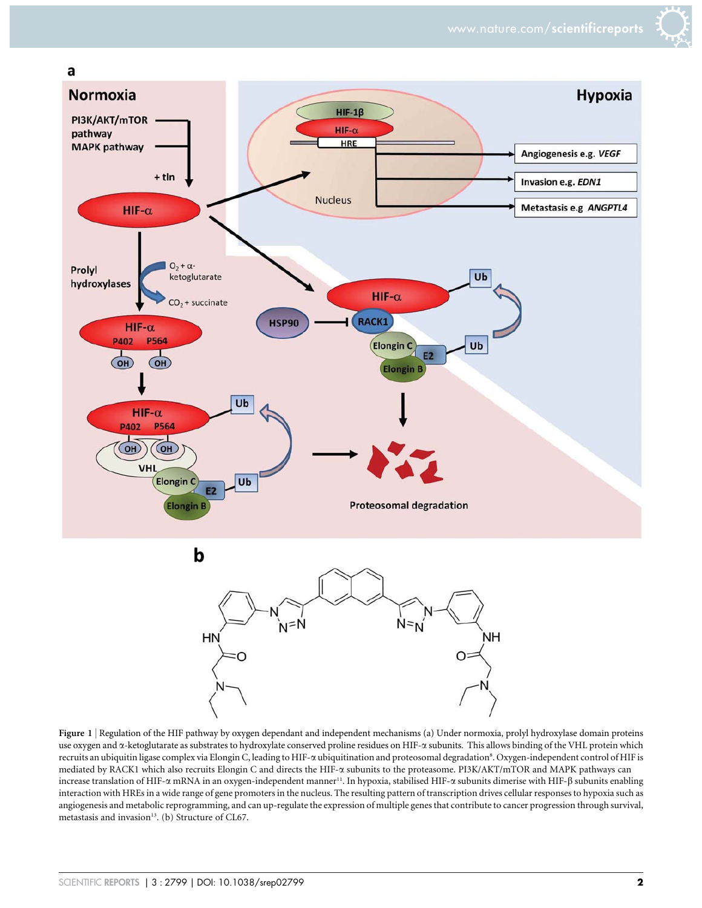**Figure 1** | Regulation of the HIF pathway by oxygen dependant and independent mechanisms (a) Under normoxia, prolyl hydroxylase domain proteins use oxygen and α-ketoglutarate as substrates to hydroxylate conserved proline residues on HIF-α subunits. This allows binding of the VHL protein which recruits an ubiquitin ligase complex via Elongin C, leading to HIF-α ubiquitination and proteosomal degradation[8]. Oxygen-independent control of HIF is mediated by RACK1 which also recruits Elongin C and directs the HIF-α subunits to the proteasome. PI3K/AKT/mTOR and MAPK pathways can increase translation of HIF-α mRNA in an oxygen-independent manner[11]. In hypoxia, stabilised HIF-α subunits dimerise with HIF-β subunits enabling interaction with HREs in a wide range of gene promoters in the nucleus. The resulting pattern of transcription drives cellular responses to hypoxia such as angiogenesis and metabolic reprogramming, and can up-regulate the expression of multiple genes that contribute to cancer progression through survival, metastasis and invasion[13]. (b) Structure of CL67.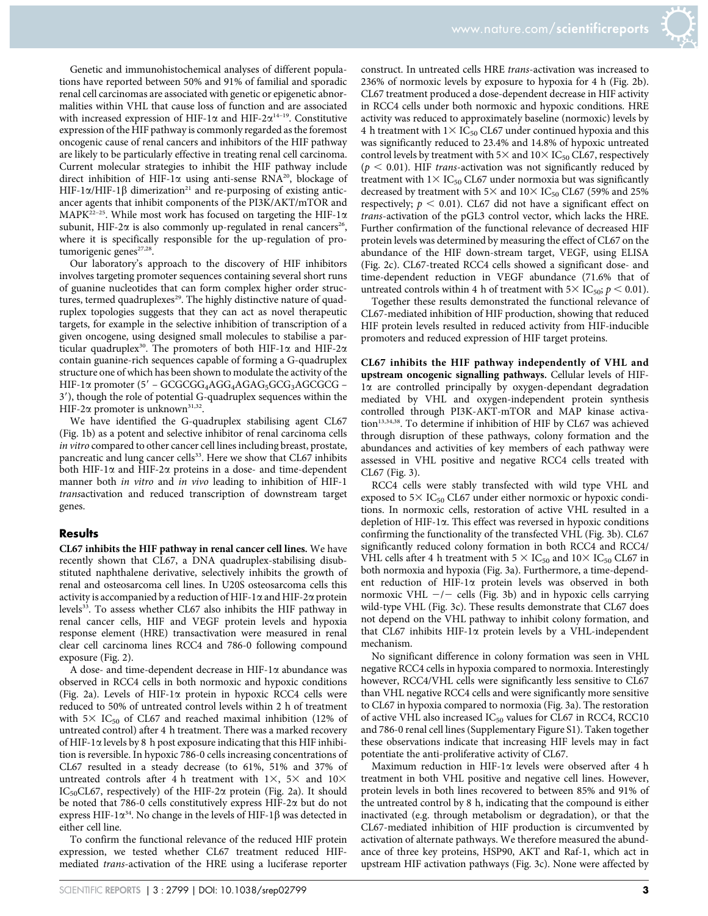Genetic and immunohistochemical analyses of different populations have reported between 50% and 91% of familial and sporadic renal cell carcinomas are associated with genetic or epigenetic abnormalities within VHL that cause loss of function and are associated with increased expression of HIF-1α and HIF-2α[14–19]. Constitutive expression of the HIF pathway is commonly regarded as the foremost oncogenic cause of renal cancers and inhibitors of the HIF pathway are likely to be particularly effective in treating renal cell carcinoma. Current molecular strategies to inhibit the HIF pathway include direct inhibition of HIF-1α using anti-sense RNA[20], blockage of HIF-1α/HIF-1β dimerization[21] and re-purposing of existing anticancer agents that inhibit components of the PI3K/AKT/mTOR and MAPK[22–25]. While most work has focused on targeting the HIF-1α subunit, HIF-2α is also commonly up-regulated in renal cancers[26], where it is specifically responsible for the up-regulation of pro-tumorigenic genes[27,28].

Our laboratory's approach to the discovery of HIF inhibitors involves targeting promoter sequences containing several short runs of guanine nucleotides that can form complex higher order structures, termed quadruplexes[29]. The highly distinctive nature of quadruplex topologies suggests that they can act as novel therapeutic targets, for example in the selective inhibition of transcription of a given oncogene, using designed small molecules to stabilise a particular quadruplex[30]. The promoters of both HIF-1α and HIF-2α contain guanine-rich sequences capable of forming a G-quadruplex structure one of which has been shown to modulate the activity of the HIF-1α promoter (5′ – $GCGCGG_4AGG_4AGAG_5GCG_3AGCGCG$ – 3′), though the role of potential G-quadruplex sequences within the HIF-2α promoter is unknown[31,32].

We have identified the G-quadruplex stabilising agent CL67 (Fig. 1b) as a potent and selective inhibitor of renal carcinoma cells *in vitro* compared to other cancer cell lines including breast, prostate, pancreatic and lung cancer cells[33]. Here we show that CL67 inhibits both HIF-1α and HIF-2α proteins in a dose- and time-dependent manner both *in vitro* and *in vivo* leading to inhibition of HIF-1 *trans*activation and reduced transcription of downstream target genes.

## Results

**CL67 inhibits the HIF pathway in renal cancer cell lines.** We have recently shown that CL67, a DNA quadruplex-stabilising disubstituted naphthalene derivative, selectively inhibits the growth of renal and osteosarcoma cell lines. In U20S osteosarcoma cells this activity is accompanied by a reduction of HIF-1α and HIF-2α protein levels[33]. To assess whether CL67 also inhibits the HIF pathway in renal cancer cells, HIF and VEGF protein levels and hypoxia response element (HRE) transactivation were measured in renal clear cell carcinoma lines RCC4 and 786-0 following compound exposure (Fig. 2).

A dose- and time-dependent decrease in HIF-1α abundance was observed in RCC4 cells in both normoxic and hypoxic conditions (Fig. 2a). Levels of HIF-1α protein in hypoxic RCC4 cells were reduced to 50% of untreated control levels within 2 h of treatment with 5× $IC_{50}$ of CL67 and reached maximal inhibition (12% of untreated control) after 4 h treatment. There was a marked recovery of HIF-1α levels by 8 h post exposure indicating that this HIF inhibition is reversible. In hypoxic 786-0 cells increasing concentrations of CL67 resulted in a steady decrease (to 61%, 51% and 37% of untreated controls after 4 h treatment with 1×, 5× and 10× $IC_{50}$CL67, respectively) of the HIF-2α protein (Fig. 2a). It should be noted that 786-0 cells constitutively express HIF-2α but do not express HIF-1α[34]. No change in the levels of HIF-1β was detected in either cell line.

To confirm the functional relevance of the reduced HIF protein expression, we tested whether CL67 treatment reduced HIF-mediated *trans*-activation of the HRE using a luciferase reporter construct. In untreated cells HRE *trans*-activation was increased to 236% of normoxic levels by exposure to hypoxia for 4 h (Fig. 2b). CL67 treatment produced a dose-dependent decrease in HIF activity in RCC4 cells under both normoxic and hypoxic conditions. HRE activity was reduced to approximately baseline (normoxic) levels by 4 h treatment with 1× $IC_{50}$ CL67 under continued hypoxia and this was significantly reduced to 23.4% and 14.8% of hypoxic untreated control levels by treatment with 5× and 10× $IC_{50}$ CL67, respectively ($p < 0.01$). HIF *trans*-activation was not significantly reduced by treatment with 1× $IC_{50}$ CL67 under normoxia but was significantly decreased by treatment with 5× and 10× $IC_{50}$ CL67 (59% and 25% respectively; $p < 0.01$). CL67 did not have a significant effect on *trans*-activation of the pGL3 control vector, which lacks the HRE. Further confirmation of the functional relevance of decreased HIF protein levels was determined by measuring the effect of CL67 on the abundance of the HIF down-stream target, VEGF, using ELISA (Fig. 2c). CL67-treated RCC4 cells showed a significant dose- and time-dependent reduction in VEGF abundance (71.6% that of untreated controls within 4 h of treatment with 5× $IC_{50}$; $p < 0.01$).

Together these results demonstrated the functional relevance of CL67-mediated inhibition of HIF production, showing that reduced HIF protein levels resulted in reduced activity from HIF-inducible promoters and reduced expression of HIF target proteins.

**CL67 inhibits the HIF pathway independently of VHL and upstream oncogenic signalling pathways.** Cellular levels of HIF-1α are controlled principally by oxygen-dependant degradation mediated by VHL and oxygen-independent protein synthesis controlled through PI3K-AKT-mTOR and MAP kinase activation[13,34,38]. To determine if inhibition of HIF by CL67 was achieved through disruption of these pathways, colony formation and the abundances and activities of key members of each pathway were assessed in VHL positive and negative RCC4 cells treated with CL67 (Fig. 3).

RCC4 cells were stably transfected with wild type VHL and exposed to 5× $IC_{50}$ CL67 under either normoxic or hypoxic conditions. In normoxic cells, restoration of active VHL resulted in a depletion of HIF-1α. This effect was reversed in hypoxic conditions confirming the functionality of the transfected VHL (Fig. 3b). CL67 significantly reduced colony formation in both RCC4 and RCC4/VHL cells after 4 h treatment with 5 × $IC_{50}$ and 10× $IC_{50}$ CL67 in both normoxia and hypoxia (Fig. 3a). Furthermore, a time-dependent reduction of HIF-1α protein levels was observed in both normoxic VHL −/− cells (Fig. 3b) and in hypoxic cells carrying wild-type VHL (Fig. 3c). These results demonstrate that CL67 does not depend on the VHL pathway to inhibit colony formation, and that CL67 inhibits HIF-1α protein levels by a VHL-independent mechanism.

No significant difference in colony formation was seen in VHL negative RCC4 cells in hypoxia compared to normoxia. Interestingly however, RCC4/VHL cells were significantly less sensitive to CL67 than VHL negative RCC4 cells and were significantly more sensitive to CL67 in hypoxia compared to normoxia (Fig. 3a). The restoration of active VHL also increased $IC_{50}$ values for CL67 in RCC4, RCC10 and 786-0 renal cell lines (Supplementary Figure S1). Taken together these observations indicate that increasing HIF levels may in fact potentiate the anti-proliferative activity of CL67.

Maximum reduction in HIF-1α levels were observed after 4 h treatment in both VHL positive and negative cell lines. However, protein levels in both lines recovered to between 85% and 91% of the untreated control by 8 h, indicating that the compound is either inactivated (e.g. through metabolism or degradation), or that the CL67-mediated inhibition of HIF production is circumvented by activation of alternate pathways. We therefore measured the abundance of three key proteins, HSP90, AKT and Raf-1, which act in upstream HIF activation pathways (Fig. 3c). None were affected by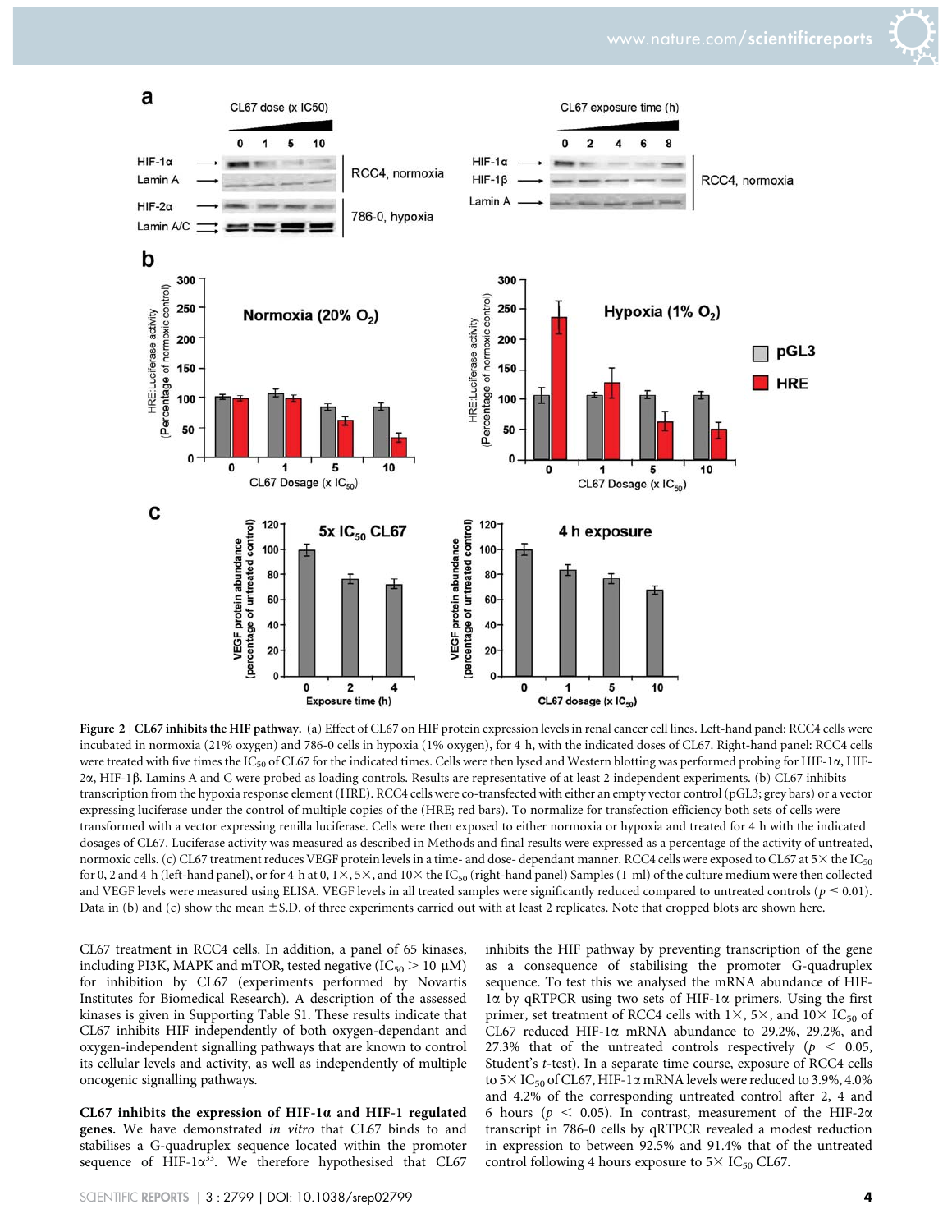**Figure 2 | CL67 inhibits the HIF pathway.** (a) Effect of CL67 on HIF protein expression levels in renal cancer cell lines. Left-hand panel: RCC4 cells were incubated in normoxia (21% oxygen) and 786-0 cells in hypoxia (1% oxygen), for 4 h, with the indicated doses of CL67. Right-hand panel: RCC4 cells were treated with five times the $IC_{50}$ of CL67 for the indicated times. Cells were then lysed and Western blotting was performed probing for HIF-1α, HIF-2α, HIF-1β. Lamins A and C were probed as loading controls. Results are representative of at least 2 independent experiments. (b) CL67 inhibits transcription from the hypoxia response element (HRE). RCC4 cells were co-transfected with either an empty vector control (pGL3; grey bars) or a vector expressing luciferase under the control of multiple copies of the (HRE; red bars). To normalize for transfection efficiency both sets of cells were transformed with a vector expressing renilla luciferase. Cells were then exposed to either normoxia or hypoxia and treated for 4 h with the indicated dosages of CL67. Luciferase activity was measured as described in Methods and final results were expressed as a percentage of the activity of untreated, normoxic cells. (c) CL67 treatment reduces VEGF protein levels in a time- and dose- dependant manner. RCC4 cells were exposed to CL67 at 5× the $IC_{50}$ for 0, 2 and 4 h (left-hand panel), or for 4 h at 0, 1×, 5×, and 10× the $IC_{50}$ (right-hand panel) Samples (1 ml) of the culture medium were then collected and VEGF levels were measured using ELISA. VEGF levels in all treated samples were significantly reduced compared to untreated controls ($p \leq 0.01$). Data in (b) and (c) show the mean ±S.D. of three experiments carried out with at least 2 replicates. Note that cropped blots are shown here.

CL67 treatment in RCC4 cells. In addition, a panel of 65 kinases, including PI3K, MAPK and mTOR, tested negative ($IC_{50} > 10$ μM) for inhibition by CL67 (experiments performed by Novartis Institutes for Biomedical Research). A description of the assessed kinases is given in Supporting Table S1. These results indicate that CL67 inhibits HIF independently of both oxygen-dependant and oxygen-independent signalling pathways that are known to control its cellular levels and activity, as well as independently of multiple oncogenic signalling pathways.

**CL67 inhibits the expression of HIF-1α and HIF-1 regulated genes.** We have demonstrated *in vitro* that CL67 binds to and stabilises a G-quadruplex sequence located within the promoter sequence of HIF-1α[33]. We therefore hypothesised that CL67 inhibits the HIF pathway by preventing transcription of the gene as a consequence of stabilising the promoter G-quadruplex sequence. To test this we analysed the mRNA abundance of HIF-1α by qRTPCR using two sets of HIF-1α primers. Using the first primer, set treatment of RCC4 cells with 1×, 5×, and 10× $IC_{50}$ of CL67 reduced HIF-1α mRNA abundance to 29.2%, 29.2%, and 27.3% that of the untreated controls respectively ($p < 0.05$, Student's *t*-test). In a separate time course, exposure of RCC4 cells to 5× $IC_{50}$ of CL67, HIF-1α mRNA levels were reduced to 3.9%, 4.0% and 4.2% of the corresponding untreated control after 2, 4 and 6 hours ($p < 0.05$). In contrast, measurement of the HIF-2α transcript in 786-0 cells by qRTPCR revealed a modest reduction in expression to between 92.5% and 91.4% that of the untreated control following 4 hours exposure to 5× $IC_{50}$ CL67.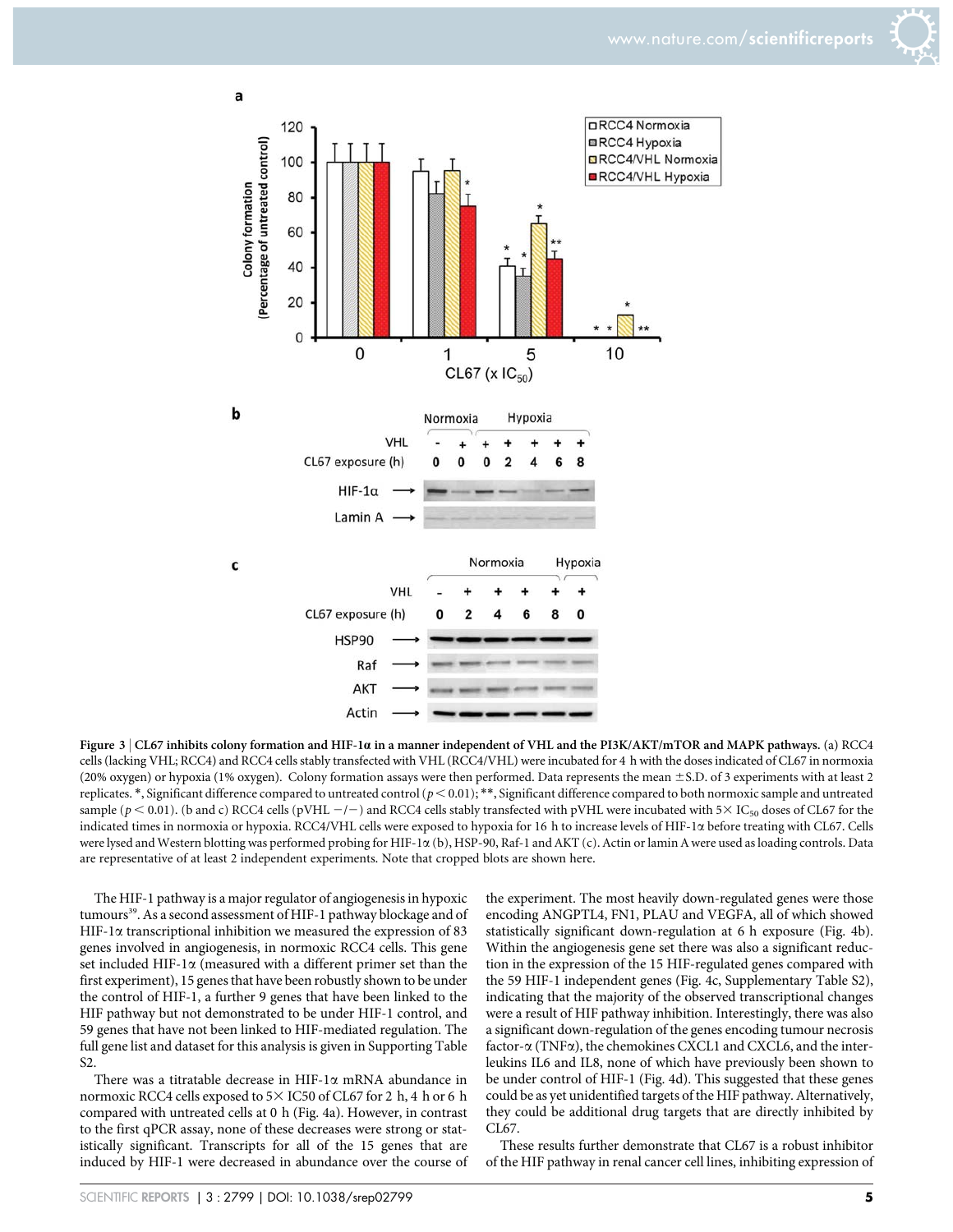Figure 3 | **CL67 inhibits colony formation and HIF-1α in a manner independent of VHL and the PI3K/AKT/mTOR and MAPK pathways.** (a) RCC4 cells (lacking VHL; RCC4) and RCC4 cells stably transfected with VHL (RCC4/VHL) were incubated for 4 h with the doses indicated of CL67 in normoxia (20% oxygen) or hypoxia (1% oxygen). Colony formation assays were then performed. Data represents the mean ±S.D. of 3 experiments with at least 2 replicates. *, Significant difference compared to untreated control ($p < 0.01$); **, Significant difference compared to both normoxic sample and untreated sample ($p < 0.01$). (b and c) RCC4 cells (pVHL −/−) and RCC4 cells stably transfected with pVHL were incubated with 5× $IC_{50}$ doses of CL67 for the indicated times in normoxia or hypoxia. RCC4/VHL cells were exposed to hypoxia for 16 h to increase levels of HIF-1α before treating with CL67. Cells were lysed and Western blotting was performed probing for HIF-1α (b), HSP-90, Raf-1 and AKT (c). Actin or lamin A were used as loading controls. Data are representative of at least 2 independent experiments. Note that cropped blots are shown here.

The HIF-1 pathway is a major regulator of angiogenesis in hypoxic tumours[39]. As a second assessment of HIF-1 pathway blockage and of HIF-1α transcriptional inhibition we measured the expression of 83 genes involved in angiogenesis, in normoxic RCC4 cells. This gene set included HIF-1α (measured with a different primer set than the first experiment), 15 genes that have been robustly shown to be under the control of HIF-1, a further 9 genes that have been linked to the HIF pathway but not demonstrated to be under HIF-1 control, and 59 genes that have not been linked to HIF-mediated regulation. The full gene list and dataset for this analysis is given in Supporting Table S2.

There was a titratable decrease in HIF-1α mRNA abundance in normoxic RCC4 cells exposed to 5× IC50 of CL67 for 2 h, 4 h or 6 h compared with untreated cells at 0 h (Fig. 4a). However, in contrast to the first qPCR assay, none of these decreases were strong or statistically significant. Transcripts for all of the 15 genes that are induced by HIF-1 were decreased in abundance over the course of the experiment. The most heavily down-regulated genes were those encoding ANGPTL4, FN1, PLAU and VEGFA, all of which showed statistically significant down-regulation at 6 h exposure (Fig. 4b). Within the angiogenesis gene set there was also a significant reduction in the expression of the 15 HIF-regulated genes compared with the 59 HIF-1 independent genes (Fig. 4c, Supplementary Table S2), indicating that the majority of the observed transcriptional changes were a result of HIF pathway inhibition. Interestingly, there was also a significant down-regulation of the genes encoding tumour necrosis factor-α (TNFα), the chemokines CXCL1 and CXCL6, and the interleukins IL6 and IL8, none of which have previously been shown to be under control of HIF-1 (Fig. 4d). This suggested that these genes could be as yet unidentified targets of the HIF pathway. Alternatively, they could be additional drug targets that are directly inhibited by CL67.

These results further demonstrate that CL67 is a robust inhibitor of the HIF pathway in renal cancer cell lines, inhibiting expression of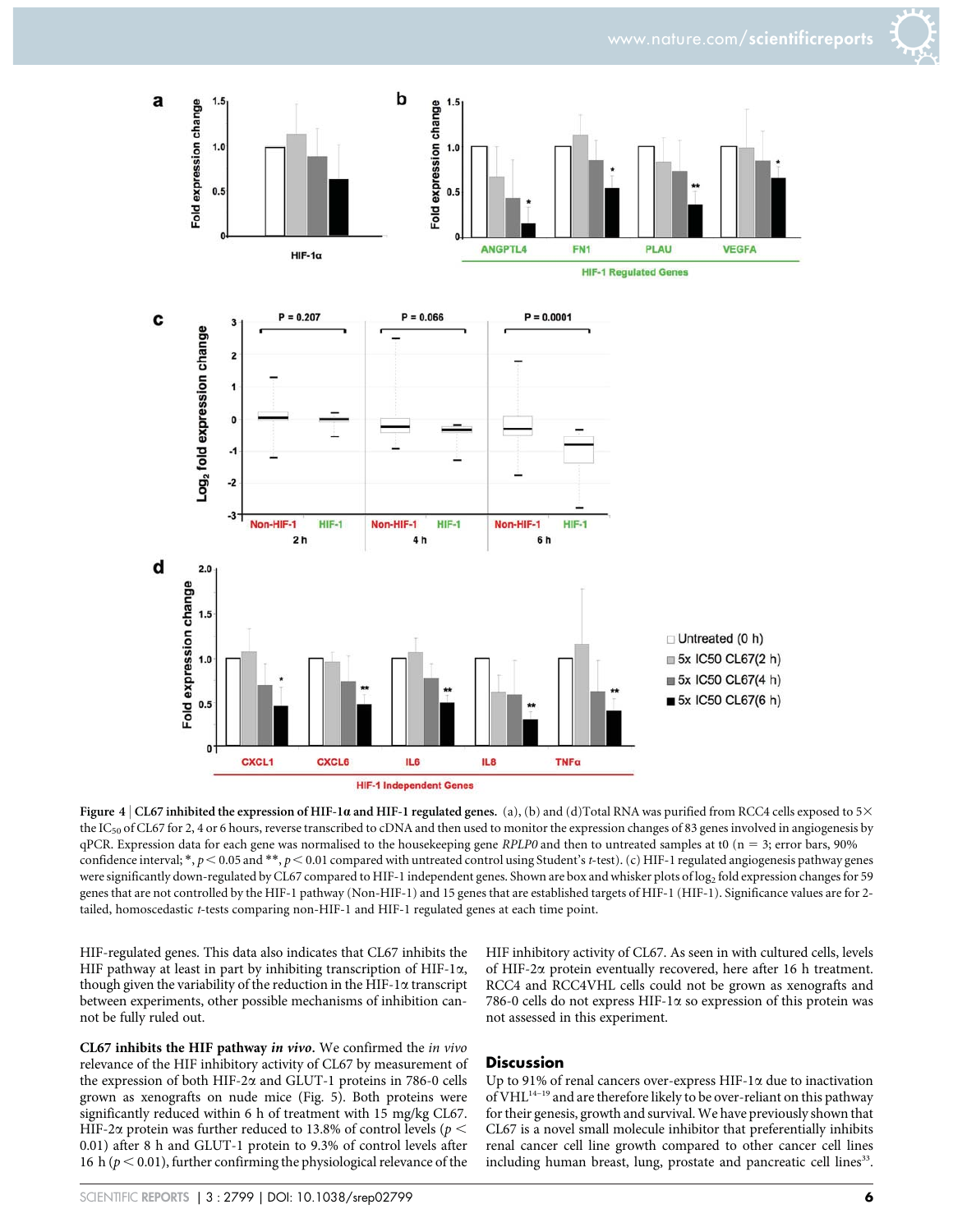**Figure 4 | CL67 inhibited the expression of HIF-1α and HIF-1 regulated genes.** (a), (b) and (d)Total RNA was purified from RCC4 cells exposed to 5× the $IC_{50}$ of CL67 for 2, 4 or 6 hours, reverse transcribed to cDNA and then used to monitor the expression changes of 83 genes involved in angiogenesis by qPCR. Expression data for each gene was normalised to the housekeeping gene *RPLP0* and then to untreated samples at t0 (n = 3; error bars, 90% confidence interval; *, $p < 0.05$ and **, $p < 0.01$ compared with untreated control using Student's *t*-test). (c) HIF-1 regulated angiogenesis pathway genes were significantly down-regulated by CL67 compared to HIF-1 independent genes. Shown are box and whisker plots of $\log_2$ fold expression changes for 59 genes that are not controlled by the HIF-1 pathway (Non-HIF-1) and 15 genes that are established targets of HIF-1 (HIF-1). Significance values are for 2-tailed, homoscedastic *t*-tests comparing non-HIF-1 and HIF-1 regulated genes at each time point.

HIF-regulated genes. This data also indicates that CL67 inhibits the HIF pathway at least in part by inhibiting transcription of HIF-1α, though given the variability of the reduction in the HIF-1α transcript between experiments, other possible mechanisms of inhibition cannot be fully ruled out.

**CL67 inhibits the HIF pathway *in vivo*.** We confirmed the *in vivo* relevance of the HIF inhibitory activity of CL67 by measurement of the expression of both HIF-2α and GLUT-1 proteins in 786-0 cells grown as xenografts on nude mice (Fig. 5). Both proteins were significantly reduced within 6 h of treatment with 15 mg/kg CL67. HIF-2α protein was further reduced to 13.8% of control levels ($p < 0.01$) after 8 h and GLUT-1 protein to 9.3% of control levels after 16 h ($p < 0.01$), further confirming the physiological relevance of the HIF inhibitory activity of CL67. As seen in with cultured cells, levels of HIF-2α protein eventually recovered, here after 16 h treatment. RCC4 and RCC4VHL cells could not be grown as xenografts and 786-0 cells do not express HIF-1α so expression of this protein was not assessed in this experiment.

## Discussion

Up to 91% of renal cancers over-express HIF-1α due to inactivation of VHL[14–19] and are therefore likely to be over-reliant on this pathway for their genesis, growth and survival. We have previously shown that CL67 is a novel small molecule inhibitor that preferentially inhibits renal cancer cell line growth compared to other cancer cell lines including human breast, lung, prostate and pancreatic cell lines[33].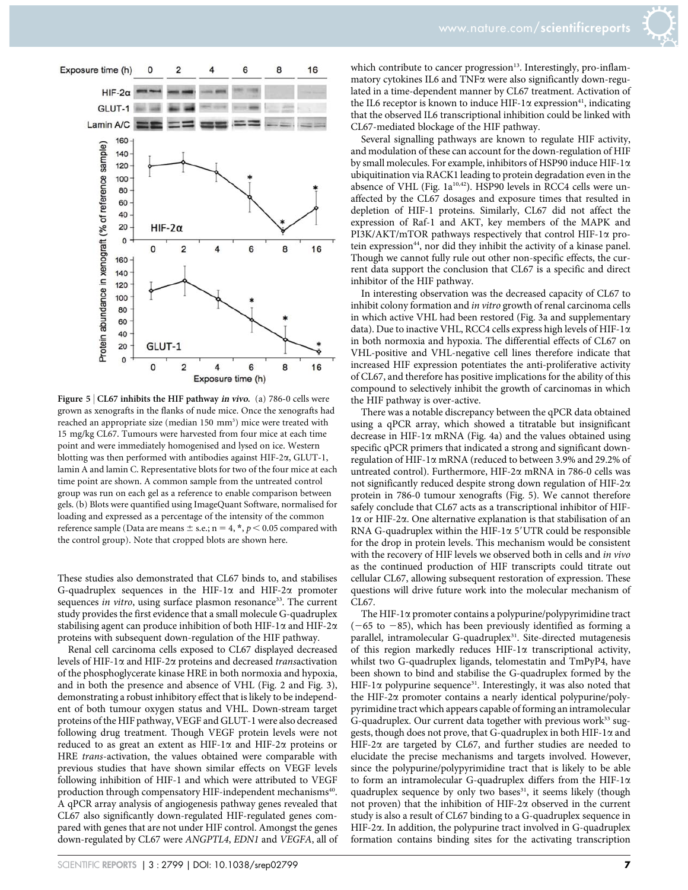Figure 5 | **CL67 inhibits the HIF pathway *in vivo*.** (a) 786-0 cells were grown as xenografts in the flanks of nude mice. Once the xenografts had reached an appropriate size (median 150 mm$^3$) mice were treated with 15 mg/kg CL67. Tumours were harvested from four mice at each time point and were immediately homogenised and lysed on ice. Western blotting was then performed with antibodies against HIF-2α, GLUT-1, lamin A and lamin C. Representative blots for two of the four mice at each time point are shown. A common sample from the untreated control group was run on each gel as a reference to enable comparison between gels. (b) Blots were quantified using ImageQuant Software, normalised for loading and expressed as a percentage of the intensity of the common reference sample (Data are means ± s.e.; n = 4, *, $p < 0.05$ compared with the control group). Note that cropped blots are shown here.

These studies also demonstrated that CL67 binds to, and stabilises G-quadruplex sequences in the HIF-1α and HIF-2α promoter sequences *in vitro*, using surface plasmon resonance[33]. The current study provides the first evidence that a small molecule G-quadruplex stabilising agent can produce inhibition of both HIF-1α and HIF-2α proteins with subsequent down-regulation of the HIF pathway.

Renal cell carcinoma cells exposed to CL67 displayed decreased levels of HIF-1α and HIF-2α proteins and decreased *trans*activation of the phosphoglycerate kinase HRE in both normoxia and hypoxia, and in both the presence and absence of VHL (Fig. 2 and Fig. 3), demonstrating a robust inhibitory effect that is likely to be independent of both tumour oxygen status and VHL. Down-stream target proteins of the HIF pathway, VEGF and GLUT-1 were also decreased following drug treatment. Though VEGF protein levels were not reduced to as great an extent as HIF-1α and HIF-2α proteins or HRE *trans*-activation, the values obtained were comparable with previous studies that have shown similar effects on VEGF levels following inhibition of HIF-1 and which were attributed to VEGF production through compensatory HIF-independent mechanisms[40]. A qPCR array analysis of angiogenesis pathway genes revealed that CL67 also significantly down-regulated HIF-regulated genes compared with genes that are not under HIF control. Amongst the genes down-regulated by CL67 were *ANGPTL4*, *EDN1* and *VEGFA*, all of which contribute to cancer progression[13]. Interestingly, pro-inflammatory cytokines IL6 and TNFα were also significantly down-regulated in a time-dependent manner by CL67 treatment. Activation of the IL6 receptor is known to induce HIF-1α expression[41], indicating that the observed IL6 transcriptional inhibition could be linked with CL67-mediated blockage of the HIF pathway.

Several signalling pathways are known to regulate HIF activity, and modulation of these can account for the down-regulation of HIF by small molecules. For example, inhibitors of HSP90 induce HIF-1α ubiquitination via RACK1 leading to protein degradation even in the absence of VHL (Fig. 1a[10,42]). HSP90 levels in RCC4 cells were unaffected by the CL67 dosages and exposure times that resulted in depletion of HIF-1 proteins. Similarly, CL67 did not affect the expression of Raf-1 and AKT, key members of the MAPK and PI3K/AKT/mTOR pathways respectively that control HIF-1α protein expression[44], nor did they inhibit the activity of a kinase panel. Though we cannot fully rule out other non-specific effects, the current data support the conclusion that CL67 is a specific and direct inhibitor of the HIF pathway.

In interesting observation was the decreased capacity of CL67 to inhibit colony formation and *in vitro* growth of renal carcinoma cells in which active VHL had been restored (Fig. 3a and supplementary data). Due to inactive VHL, RCC4 cells express high levels of HIF-1α in both normoxia and hypoxia. The differential effects of CL67 on VHL-positive and VHL-negative cell lines therefore indicate that increased HIF expression potentiates the anti-proliferative activity of CL67, and therefore has positive implications for the ability of this compound to selectively inhibit the growth of carcinomas in which the HIF pathway is over-active.

There was a notable discrepancy between the qPCR data obtained using a qPCR array, which showed a titratable but insignificant decrease in HIF-1α mRNA (Fig. 4a) and the values obtained using specific qPCR primers that indicated a strong and significant down-regulation of HIF-1α mRNA (reduced to between 3.9% and 29.2% of untreated control). Furthermore, HIF-2α mRNA in 786-0 cells was not significantly reduced despite strong down regulation of HIF-2α protein in 786-0 tumour xenografts (Fig. 5). We cannot therefore safely conclude that CL67 acts as a transcriptional inhibitor of HIF-1α or HIF-2α. One alternative explanation is that stabilisation of an RNA G-quadruplex within the HIF-1α 5′UTR could be responsible for the drop in protein levels. This mechanism would be consistent with the recovery of HIF levels we observed both in cells and *in vivo* as the continued production of HIF transcripts could titrate out cellular CL67, allowing subsequent restoration of expression. These questions will drive future work into the molecular mechanism of CL67.

The HIF-1α promoter contains a polypurine/polypyrimidine tract (−65 to −85), which has been previously identified as forming a parallel, intramolecular G-quadruplex[31]. Site-directed mutagenesis of this region markedly reduces HIF-1α transcriptional activity, whilst two G-quadruplex ligands, telomestatin and TmPyP4, have been shown to bind and stabilise the G-quadruplex formed by the HIF-1α polypurine sequence[31]. Interestingly, it was also noted that the HIF-2α promoter contains a nearly identical polypurine/polypyrimidine tract which appears capable of forming an intramolecular G-quadruplex. Our current data together with previous work[33] suggests, though does not prove, that G-quadruplex in both HIF-1α and HIF-2α are targeted by CL67, and further studies are needed to elucidate the precise mechanisms and targets involved. However, since the polypurine/polypyrimidine tract that is likely to be able to form an intramolecular G-quadruplex differs from the HIF-1α quadruplex sequence by only two bases[31], it seems likely (though not proven) that the inhibition of HIF-2α observed in the current study is also a result of CL67 binding to a G-quadruplex sequence in HIF-2α. In addition, the polypurine tract involved in G-quadruplex formation contains binding sites for the activating transcription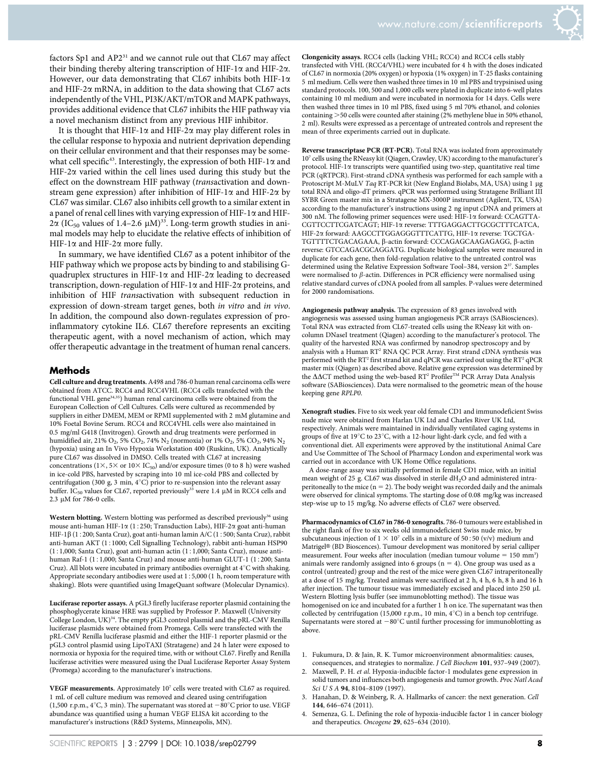factors Sp1 and AP2[31] and we cannot rule out that CL67 may affect their binding thereby altering transcription of HIF-1α and HIF-2α. However, our data demonstrating that CL67 inhibits both HIF-1α and HIF-2α mRNA, in addition to the data showing that CL67 acts independently of the VHL, PI3K/AKT/mTOR and MAPK pathways, provides additional evidence that CL67 inhibits the HIF pathway via a novel mechanism distinct from any previous HIF inhibitor.

It is thought that HIF-1α and HIF-2α may play different roles in the cellular response to hypoxia and nutrient deprivation depending on their cellular environment and that their responses may be somewhat cell specific[43]. Interestingly, the expression of both HIF-1α and HIF-2α varied within the cell lines used during this study but the effect on the downstream HIF pathway (*trans*activation and downstream gene expression) after inhibition of HIF-1α and HIF-2α by CL67 was similar. CL67 also inhibits cell growth to a similar extent in a panel of renal cell lines with varying expression of HIF-1α and HIF-2α ($IC_{50}$ values of 1.4–2.6 μM)[33]. Long-term growth studies in animal models may help to elucidate the relative effects of inhibition of HIF-1α and HIF-2α more fully.

In summary, we have identified CL67 as a potent inhibitor of the HIF pathway which we propose acts by binding to and stabilising G-quadruplex structures in HIF-1α and HIF-2α leading to decreased transcription, down-regulation of HIF-1α and HIF-2α proteins, and inhibition of HIF *trans*activation with subsequent reduction in expression of down-stream target genes, both *in vitro* and *in vivo*. In addition, the compound also down-regulates expression of pro-inflammatory cytokine IL6. CL67 therefore represents an exciting therapeutic agent, with a novel mechanism of action, which may offer therapeutic advantage in the treatment of human renal cancers.

## Methods

**Cell culture and drug treatments.** A498 and 786-0 human renal carcinoma cells were obtained from ATCC. RCC4 and RCC4VHL (RCC4 cells transfected with the functional VHL gene[34,35]) human renal carcinoma cells were obtained from the European Collection of Cell Cultures. Cells were cultured as recommended by suppliers in either DMEM, MEM or RPMI supplemented with 2 mM glutamine and 10% Foetal Bovine Serum. RCC4 and RCC4VHL cells were also maintained in 0.5 mg/ml G418 (Invitrogen). Growth and drug treatments were performed in humidified air, 21% $O_2$, 5% $CO_2$, 74% $N_2$ (normoxia) or 1% $O_2$, 5% $CO_2$, 94% $N_2$ (hypoxia) using an In Vivo Hypoxia Workstation 400 (Ruskinn, UK). Analytically pure CL67 was dissolved in DMSO. Cells treated with CL67 at increasing concentrations (1×, 5× or 10× $IC_{50}$) and/or exposure times (0 to 8 h) were washed in ice-cold PBS, harvested by scraping into 10 ml ice-cold PBS and collected by centrifugation (300 g, 3 min, 4°C) prior to re-suspension into the relevant assay buffer. $IC_{50}$ values for CL67, reported previously[33] were 1.4 μM in RCC4 cells and 2.3 μM for 786-0 cells.

**Western blotting.** Western blotting was performed as described previously[36] using mouse anti-human HIF-1α (1 : 250; Transduction Labs), HIF-2α goat anti-human HIF-1β (1 : 200; Santa Cruz), goat anti-human lamin A/C (1 : 500; Santa Cruz), rabbit anti-human AKT (1 : 1000; Cell Signalling Technology), rabbit anti-human HSP90 (1 : 1,000; Santa Cruz), goat anti-human actin (1 : 1,000; Santa Cruz), mouse anti-human Raf-1 (1 : 1,000; Santa Cruz) and mouse anti-human GLUT-1 (1 : 200; Santa Cruz). All blots were incubated in primary antibodies overnight at 4°C with shaking. Appropriate secondary antibodies were used at 1 : 5,000 (1 h, room temperature with shaking). Blots were quantified using ImageQuant software (Molecular Dynamics).

**Luciferase reporter assays.** A pGL3 firefly luciferase reporter plasmid containing the phosphoglycerate kinase HRE was supplied by Professor P. Maxwell (University College London, UK)[34]. The empty pGL3 control plasmid and the pRL-CMV Renilla luciferase plasmids were obtained from Promega. Cells were transfected with the pRL-CMV Renilla luciferase plasmid and either the HIF-1 reporter plasmid or the pGL3 control plasmid using LipoTAXI (Stratagene) and 24 h later were exposed to normoxia or hypoxia for the required time, with or without CL67. Firefly and Renilla luciferase activities were measured using the Dual Luciferase Reporter Assay System (Promega) according to the manufacturer's instructions.

**VEGF measurements.** Approximately $10^7$ cells were treated with CL67 as required. 1 mL of cell culture medium was removed and cleared using centrifugation (1,500 r.p.m., 4°C, 3 min). The supernatant was stored at −80°C prior to use. VEGF abundance was quantified using a human VEGF ELISA kit according to the manufacturer's instructions (R&D Systems, Minneapolis, MN).

**Clongenicity assays.** RCC4 cells (lacking VHL; RCC4) and RCC4 cells stably transfected with VHL (RCC4/VHL) were incubated for 4 h with the doses indicated of CL67 in normoxia (20% oxygen) or hypoxia (1% oxygen) in T-25 flasks containing 5 ml medium. Cells were then washed three times in 10 ml PBS and trypsinised using standard protocols. 100, 500 and 1,000 cells were plated in duplicate into 6-well plates containing 10 ml medium and were incubated in normoxia for 14 days. Cells were then washed three times in 10 ml PBS, fixed using 5 ml 70% ethanol, and colonies containing >50 cells were counted after staining (2% methylene blue in 50% ethanol, 2 ml). Results were expressed as a percentage of untreated controls and represent the mean of three experiments carried out in duplicate.

**Reverse transcriptase PCR (RT-PCR).** Total RNA was isolated from approximately $10^7$ cells using the RNeasy kit (Qiagen, Crawley, UK) according to the manufacturer's protocol. HIF-1α transcripts were quantified using two-step, quantitative real time PCR (qRTPCR). First-strand cDNA synthesis was performed for each sample with a Protoscript M-MuLV *Taq* RT-PCR kit (New England Biolabs, MA, USA) using 1 μg total RNA and oligo-dT primers. qPCR was performed using Stratagene Brilliant III SYBR Green master mix in a Stratagene MX-3000P instrument (Agilent, TX, USA) according to the manufacturer's instructions using 2 ng input cDNA and primers at 300 nM. The following primer sequences were used: HIF-1α forward: CCAGTTA-CGTTCCTTCGATCAGT; HIF-1α reverse: TTTGAGGACTTGCGCTTTCATCA, HIF-2α forward: AAGCCTTGGAGGGTTTCATTG, HIF-1α reverse: TGCTGA-TGTTTTCTGACAGAAA, β-actin forward: CCCAGAGCAAGAGAGG, β-actin reverse: GTCCAGACGCAGGATG. Duplicate biological samples were measured in duplicate for each gene, then fold-regulation relative to the untreated control was determined using the Relative Expression Software Tool–384, version 2[37]. Samples were normalised to β-actin. Differences in PCR efficiency were normalised using relative standard curves of cDNA pooled from all samples. P-values were determined for 2000 randomisations.

**Angiogenesis pathway analysis.** The expression of 83 genes involved with angiogenesis was assessed using human angiogenesis PCR arrays (SABiosciences). Total RNA was extracted from CL67-treated cells using the RNeasy kit with on-column DNaseI treatment (Qiagen) according to the manufacturer's protocol. The quality of the harvested RNA was confirmed by nanodrop spectroscopy and by analysis with a Human RT² RNA QC PCR Array. First strand cDNA synthesis was performed with the RT² first strand kit and qPCR was carried out using the RT² qPCR master mix (Qiagen) as described above. Relative gene expression was determined by the ΔΔCT method using the web-based RT² Profiler™ PCR Array Data Analysis software (SABiosciences). Data were normalised to the geometric mean of the house keeping gene *RPLP0*.

**Xenograft studies.** Five to six week year old female CD1 and immunodeficient Swiss nude mice were obtained from Harlan UK Ltd and Charles River UK Ltd, respectively. Animals were maintained in individually ventilated caging systems in groups of five at 19°C to 23°C, with a 12-hour light-dark cycle, and fed with a conventional diet. All experiments were approved by the institutional Animal Care and Use Committee of The School of Pharmacy London and experimental work was carried out in accordance with UK Home Office regulations.

A dose-range assay was initially performed in female CD1 mice, with an initial mean weight of 25 g. CL67 was dissolved in sterile $dH_2O$ and administered intraperitoneally to the mice (n = 2). The body weight was recorded daily and the animals were observed for clinical symptoms. The starting dose of 0.08 mg/kg was increased step-wise up to 15 mg/kg. No adverse effects of CL67 were observed.

**Pharmacodynamics of CL67 in 786-0 xenografts.** 786-0 tumours were established in the right flank of five to six weeks old immunodeficient Swiss nude mice, by subcutaneous injection of $1 \times 10^7$ cells in a mixture of 50 : 50 (v/v) medium and Matrigel® (BD Bioscences). Tumour development was monitored by serial calliper measurement. Four weeks after inoculation (median tumour volume = 150 $mm^3$) animals were randomly assigned into 6 groups (n = 4). One group was used as a control (untreated) group and the rest of the mice were given CL67 intraperitoneally at a dose of 15 mg/kg. Treated animals were sacrificed at 2 h, 4 h, 6 h, 8 h and 16 h after injection. The tumour tissue was immediately excised and placed into 250 μL Western Blotting lysis buffer (see immunoblotting method). The tissue was homogenised on ice and incubated for a further 1 h on ice. The supernatant was then collected by centrifugation (15,000 r.p.m., 10 min, 4°C) in a bench top centrifuge. Supernatants were stored at −80°C until further processing for immunoblotting as above.

1. Fukumura, D. & Jain, R. K. Tumor microenvironment abnormalities: causes, consequences, and strategies to normalize. *J Cell Biochem* **101**, 937–949 (2007).
2. Maxwell, P. H. *et al.* Hypoxia-inducible factor-1 modulates gene expression in solid tumors and influences both angiogenesis and tumor growth. *Proc Natl Acad Sci U S A* **94**, 8104–8109 (1997).
3. Hanahan, D. & Weinberg, R. A. Hallmarks of cancer: the next generation. *Cell* **144**, 646–674 (2011).
4. Semenza, G. L. Defining the role of hypoxia-inducible factor 1 in cancer biology and therapeutics. *Oncogene* **29**, 625–634 (2010).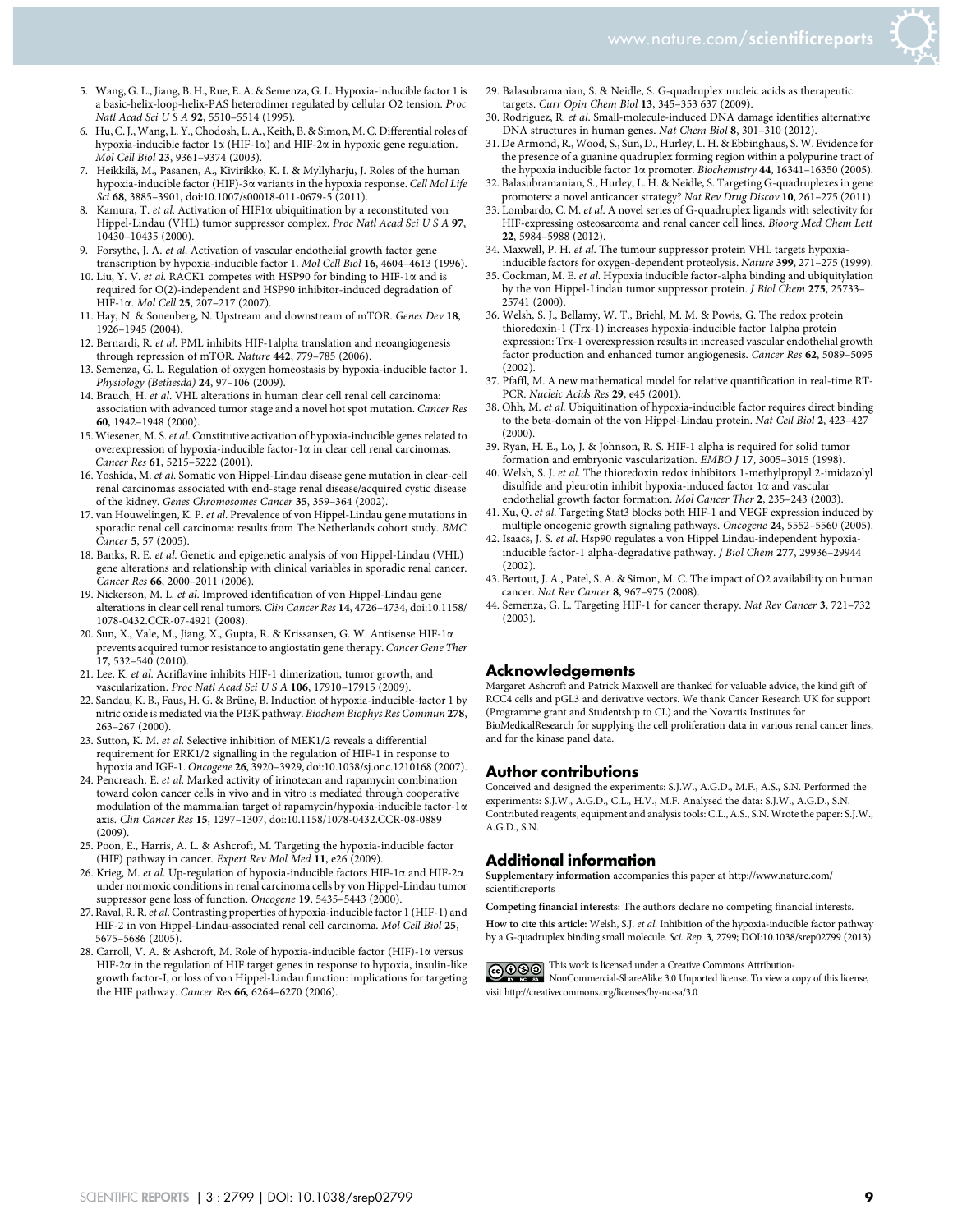5. Wang, G. L., Jiang, B. H., Rue, E. A. & Semenza, G. L. Hypoxia-inducible factor 1 is a basic-helix-loop-helix-PAS heterodimer regulated by cellular O2 tension. *Proc Natl Acad Sci U S A* **92**, 5510–5514 (1995).
6. Hu, C. J., Wang, L. Y., Chodosh, L. A., Keith, B. & Simon, M. C. Differential roles of hypoxia-inducible factor 1α (HIF-1α) and HIF-2α in hypoxic gene regulation. *Mol Cell Biol* **23**, 9361–9374 (2003).
7. Heikkilä, M., Pasanen, A., Kivirikko, K. I. & Myllyharju, J. Roles of the human hypoxia-inducible factor (HIF)-3α variants in the hypoxia response. *Cell Mol Life Sci* **68**, 3885–3901, doi:10.1007/s00018-011-0679-5 (2011).
8. Kamura, T. *et al.* Activation of HIF1α ubiquitination by a reconstituted von Hippel-Lindau (VHL) tumor suppressor complex. *Proc Natl Acad Sci U S A* **97**, 10430–10435 (2000).
9. Forsythe, J. A. *et al.* Activation of vascular endothelial growth factor gene transcription by hypoxia-inducible factor 1. *Mol Cell Biol* **16**, 4604–4613 (1996).
10. Liu, Y. V. *et al.* RACK1 competes with HSP90 for binding to HIF-1α and is required for O(2)-independent and HSP90 inhibitor-induced degradation of HIF-1α. *Mol Cell* **25**, 207–217 (2007).
11. Hay, N. & Sonenberg, N. Upstream and downstream of mTOR. *Genes Dev* **18**, 1926–1945 (2004).
12. Bernardi, R. *et al.* PML inhibits HIF-1alpha translation and neoangiogenesis through repression of mTOR. *Nature* **442**, 779–785 (2006).
13. Semenza, G. L. Regulation of oxygen homeostasis by hypoxia-inducible factor 1. *Physiology (Bethesda)* **24**, 97–106 (2009).
14. Brauch, H. *et al.* VHL alterations in human clear cell renal cell carcinoma: association with advanced tumor stage and a novel hot spot mutation. *Cancer Res* **60**, 1942–1948 (2000).
15. Wiesener, M. S. *et al.* Constitutive activation of hypoxia-inducible genes related to overexpression of hypoxia-inducible factor-1α in clear cell renal carcinomas. *Cancer Res* **61**, 5215–5222 (2001).
16. Yoshida, M. *et al.* Somatic von Hippel-Lindau disease gene mutation in clear-cell renal carcinomas associated with end-stage renal disease/acquired cystic disease of the kidney. *Genes Chromosomes Cancer* **35**, 359–364 (2002).
17. van Houwelingen, K. P. *et al.* Prevalence of von Hippel-Lindau gene mutations in sporadic renal cell carcinoma: results from The Netherlands cohort study. *BMC Cancer* **5**, 57 (2005).
18. Banks, R. E. *et al.* Genetic and epigenetic analysis of von Hippel-Lindau (VHL) gene alterations and relationship with clinical variables in sporadic renal cancer. *Cancer Res* **66**, 2000–2011 (2006).
19. Nickerson, M. L. *et al.* Improved identification of von Hippel-Lindau gene alterations in clear cell renal tumors. *Clin Cancer Res* **14**, 4726–4734, doi:10.1158/1078-0432.CCR-07-4921 (2008).
20. Sun, X., Vale, M., Jiang, X., Gupta, R. & Krissansen, G. W. Antisense HIF-1α prevents acquired tumor resistance to angiostatin gene therapy. *Cancer Gene Ther* **17**, 532–540 (2010).
21. Lee, K. *et al.* Acriflavine inhibits HIF-1 dimerization, tumor growth, and vascularization. *Proc Natl Acad Sci U S A* **106**, 17910–17915 (2009).
22. Sandau, K. B., Faus, H. G. & Brüne, B. Induction of hypoxia-inducible-factor 1 by nitric oxide is mediated via the PI3K pathway. *Biochem Biophys Res Commun* **278**, 263–267 (2000).
23. Sutton, K. M. *et al.* Selective inhibition of MEK1/2 reveals a differential requirement for ERK1/2 signalling in the regulation of HIF-1 in response to hypoxia and IGF-1. *Oncogene* **26**, 3920–3929, doi:10.1038/sj.onc.1210168 (2007).
24. Pencreach, E. *et al.* Marked activity of irinotecan and rapamycin combination toward colon cancer cells in vivo and in vitro is mediated through cooperative modulation of the mammalian target of rapamycin/hypoxia-inducible factor-1α axis. *Clin Cancer Res* **15**, 1297–1307, doi:10.1158/1078-0432.CCR-08-0889 (2009).
25. Poon, E., Harris, A. L. & Ashcroft, M. Targeting the hypoxia-inducible factor (HIF) pathway in cancer. *Expert Rev Mol Med* **11**, e26 (2009).
26. Krieg, M. *et al.* Up-regulation of hypoxia-inducible factors HIF-1α and HIF-2α under normoxic conditions in renal carcinoma cells by von Hippel-Lindau tumor suppressor gene loss of function. *Oncogene* **19**, 5435–5443 (2000).
27. Raval, R. R. *et al.* Contrasting properties of hypoxia-inducible factor 1 (HIF-1) and HIF-2 in von Hippel-Lindau-associated renal cell carcinoma. *Mol Cell Biol* **25**, 5675–5686 (2005).
28. Carroll, V. A. & Ashcroft, M. Role of hypoxia-inducible factor (HIF)-1α versus HIF-2α in the regulation of HIF target genes in response to hypoxia, insulin-like growth factor-I, or loss of von Hippel-Lindau function: implications for targeting the HIF pathway. *Cancer Res* **66**, 6264–6270 (2006).
29. Balasubramanian, S. & Neidle, S. G-quadruplex nucleic acids as therapeutic targets. *Curr Opin Chem Biol* **13**, 345–353 637 (2009).
30. Rodriguez, R. *et al.* Small-molecule-induced DNA damage identifies alternative DNA structures in human genes. *Nat Chem Biol* **8**, 301–310 (2012).
31. De Armond, R., Wood, S., Sun, D., Hurley, L. H. & Ebbinghaus, S. W. Evidence for the presence of a guanine quadruplex forming region within a polypurine tract of the hypoxia inducible factor 1α promoter. *Biochemistry* **44**, 16341–16350 (2005).
32. Balasubramanian, S., Hurley, L. H. & Neidle, S. Targeting G-quadruplexes in gene promoters: a novel anticancer strategy? *Nat Rev Drug Discov* **10**, 261–275 (2011).
33. Lombardo, C. M. *et al.* A novel series of G-quadruplex ligands with selectivity for HIF-expressing osteosarcoma and renal cancer cell lines. *Bioorg Med Chem Lett* **22**, 5984–5988 (2012).
34. Maxwell, P. H. *et al.* The tumour suppressor protein VHL targets hypoxia-inducible factors for oxygen-dependent proteolysis. *Nature* **399**, 271–275 (1999).
35. Cockman, M. E. *et al.* Hypoxia inducible factor-alpha binding and ubiquitylation by the von Hippel-Lindau tumor suppressor protein. *J Biol Chem* **275**, 25733–25741 (2000).
36. Welsh, S. J., Bellamy, W. T., Briehl, M. M. & Powis, G. The redox protein thioredoxin-1 (Trx-1) increases hypoxia-inducible factor 1alpha protein expression: Trx-1 overexpression results in increased vascular endothelial growth factor production and enhanced tumor angiogenesis. *Cancer Res* **62**, 5089–5095 (2002).
37. Pfaffl, M. A new mathematical model for relative quantification in real-time RT-PCR. *Nucleic Acids Res* **29**, e45 (2001).
38. Ohh, M. *et al.* Ubiquitination of hypoxia-inducible factor requires direct binding to the beta-domain of the von Hippel-Lindau protein. *Nat Cell Biol* **2**, 423–427 (2000).
39. Ryan, H. E., Lo, J. & Johnson, R. S. HIF-1 alpha is required for solid tumor formation and embryonic vascularization. *EMBO J* **17**, 3005–3015 (1998).
40. Welsh, S. J. *et al.* The thioredoxin redox inhibitors 1-methylpropyl 2-imidazolyl disulfide and pleurotin inhibit hypoxia-induced factor 1α and vascular endothelial growth factor formation. *Mol Cancer Ther* **2**, 235–243 (2003).
41. Xu, Q. *et al.* Targeting Stat3 blocks both HIF-1 and VEGF expression induced by multiple oncogenic growth signaling pathways. *Oncogene* **24**, 5552–5560 (2005).
42. Isaacs, J. S. *et al.* Hsp90 regulates a von Hippel Lindau-independent hypoxia-inducible factor-1 alpha-degradative pathway. *J Biol Chem* **277**, 29936–29944 (2002).
43. Bertout, J. A., Patel, S. A. & Simon, M. C. The impact of O2 availability on human cancer. *Nat Rev Cancer* **8**, 967–975 (2008).
44. Semenza, G. L. Targeting HIF-1 for cancer therapy. *Nat Rev Cancer* **3**, 721–732 (2003).

## Acknowledgements

Margaret Ashcroft and Patrick Maxwell are thanked for valuable advice, the kind gift of RCC4 cells and pGL3 and derivative vectors. We thank Cancer Research UK for support (Programme grant and Studentship to CL) and the Novartis Institutes for BioMedicalResearch for supplying the cell proliferation data in various renal cancer lines, and for the kinase panel data.

## Author contributions

Conceived and designed the experiments: S.J.W., A.G.D., M.F., A.S., S.N. Performed the experiments: S.J.W., A.G.D., C.L., H.V., M.F. Analysed the data: S.J.W., A.G.D., S.N. Contributed reagents, equipment and analysis tools: C.L., A.S., S.N. Wrote the paper: S.J.W., A.G.D., S.N.

## Additional information

**Supplementary information** accompanies this paper at http://www.nature.com/scientificreports

**Competing financial interests:** The authors declare no competing financial interests.

**How to cite this article:** Welsh, S.J. *et al.* Inhibition of the hypoxia-inducible factor pathway by a G-quadruplex binding small molecule. *Sci. Rep.* **3**, 2799; DOI:10.1038/srep02799 (2013).

This work is licensed under a Creative Commons Attribution-NonCommercial-ShareAlike 3.0 Unported license. To view a copy of this license, visit http://creativecommons.org/licenses/by-nc-sa/3.0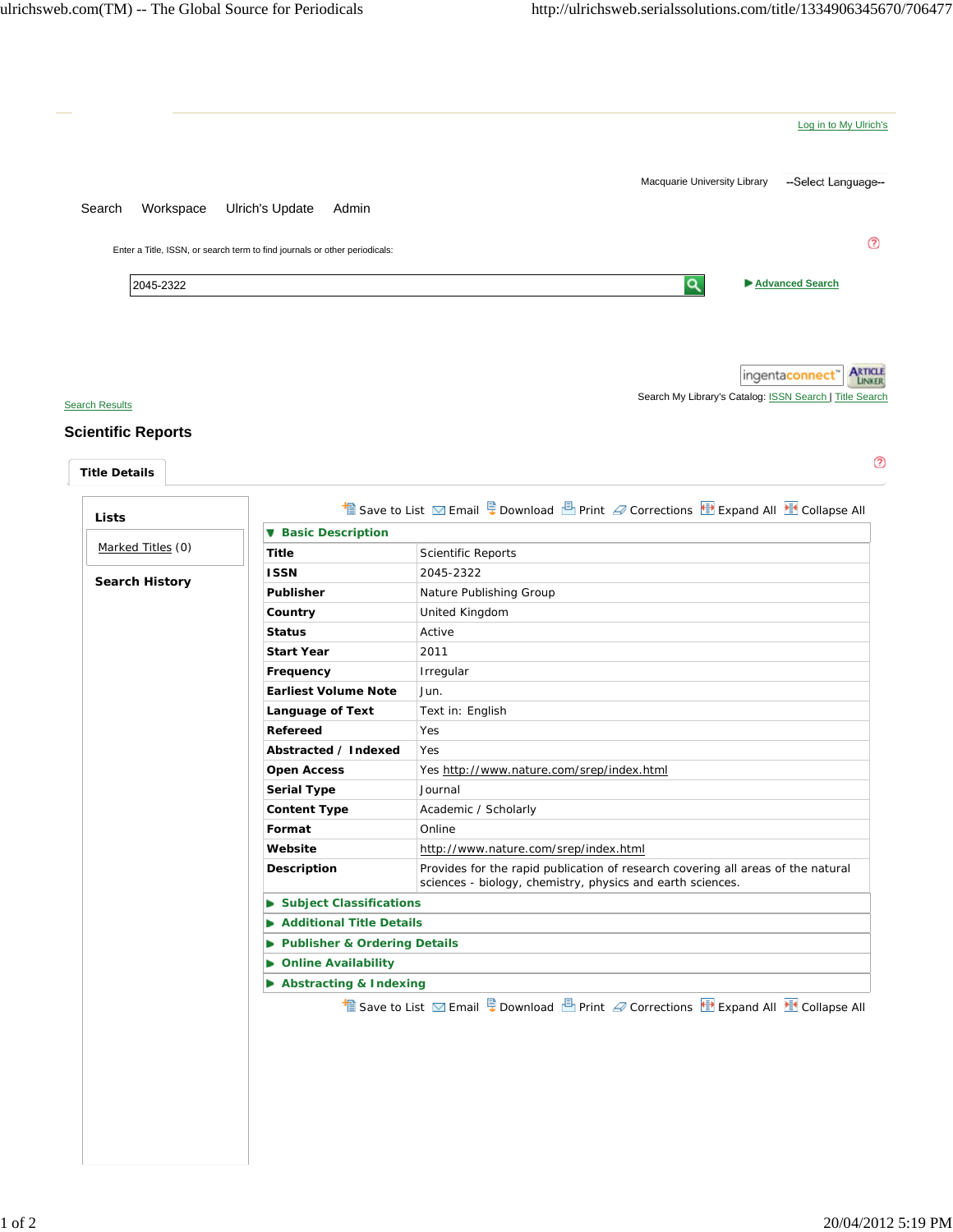Log in to My Ulrich's

Macquarie University Library --Select Language--

Search Workspace Ulrich's Update Admin

Enter a Title, ISSN, or search term to find journals or other periodicals:

2045-2322

Advanced Search

Search My Library's Catalog: ISSN Search | Title Search

Search Results

## Scientific Reports

**Title Details**

**Lists**

Marked Titles (0)

**Search History**

Save to List Email Download Print Corrections Expand All Collapse All

**▼ Basic Description**

| | |
|---|---|
| **Title** | Scientific Reports |
| **ISSN** | 2045-2322 |
| **Publisher** | Nature Publishing Group |
| **Country** | United Kingdom |
| **Status** | Active |
| **Start Year** | 2011 |
| **Frequency** | Irregular |
| **Earliest Volume Note** | Jun. |
| **Language of Text** | Text in: English |
| **Refereed** | Yes |
| **Abstracted / Indexed** | Yes |
| **Open Access** | Yes http://www.nature.com/srep/index.html |
| **Serial Type** | Journal |
| **Content Type** | Academic / Scholarly |
| **Format** | Online |
| **Website** | http://www.nature.com/srep/index.html |
| **Description** | Provides for the rapid publication of research covering all areas of the natural sciences - biology, chemistry, physics and earth sciences. |

**▶ Subject Classifications**

**▶ Additional Title Details**

**▶ Publisher & Ordering Details**

**▶ Online Availability**

**▶ Abstracting & Indexing**

Save to List Email Download Print Corrections Expand All Collapse All